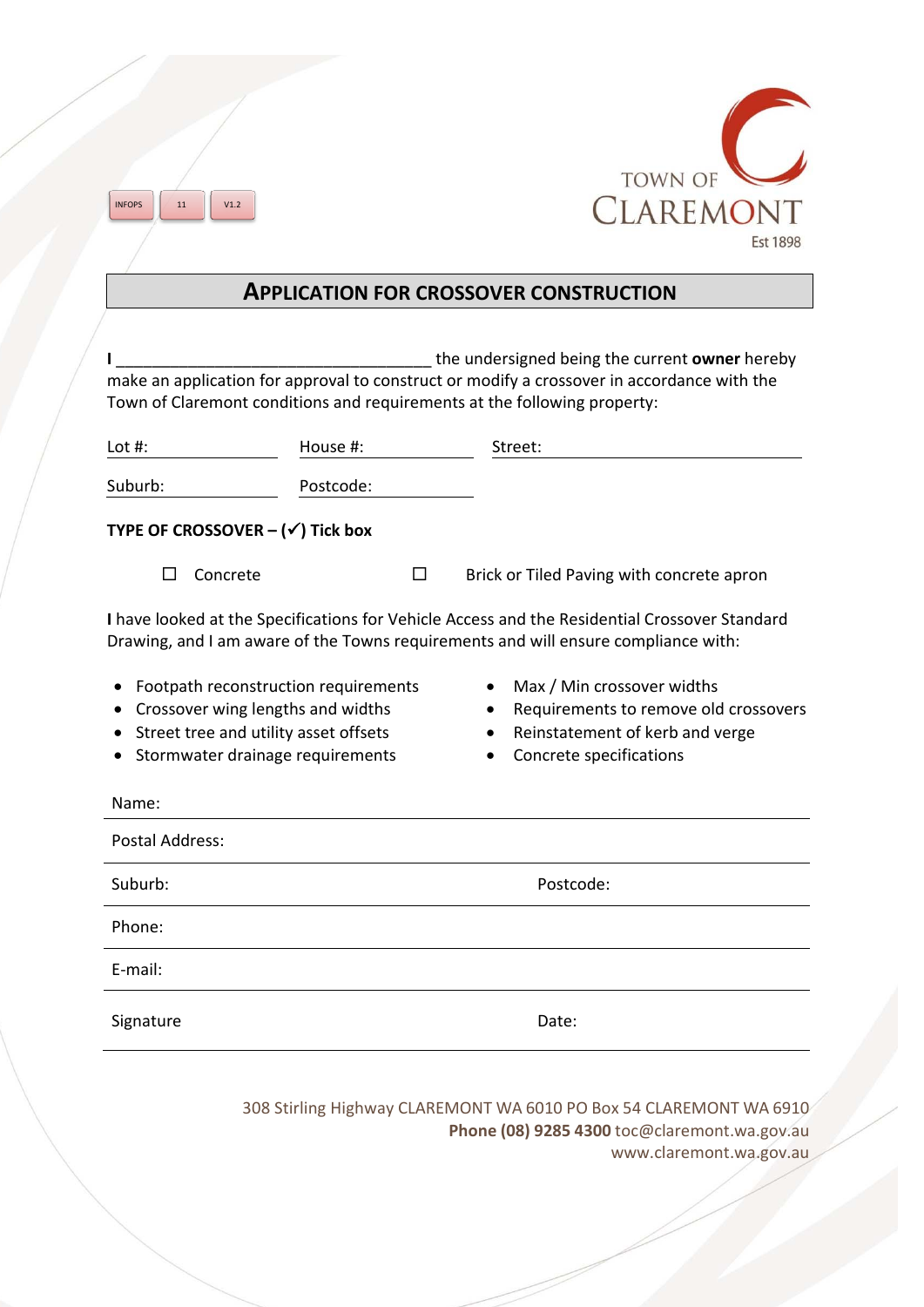INFOPS 11 V1.2

TOWN OF CLAREMONT
Est 1898

# APPLICATION FOR CROSSOVER CONSTRUCTION

**I** ___________________________________ the undersigned being the current **owner** hereby make an application for approval to construct or modify a crossover in accordance with the Town of Claremont conditions and requirements at the following property:

Lot #: ____________ House #: ____________ Street: ______________________

Suburb: ____________ Postcode: ____________

**TYPE OF CROSSOVER – (✓) Tick box**

☐ Concrete ☐ Brick or Tiled Paving with concrete apron

**I** have looked at the Specifications for Vehicle Access and the Residential Crossover Standard Drawing, and I am aware of the Towns requirements and will ensure compliance with:

- Footpath reconstruction requirements
- Crossover wing lengths and widths
- Street tree and utility asset offsets
- Stormwater drainage requirements
- Max / Min crossover widths
- Requirements to remove old crossovers
- Reinstatement of kerb and verge
- Concrete specifications

Name: ______________________________________________

Postal Address: ______________________________________________

Suburb: ______________________ Postcode: ______________________

Phone: ______________________________________________

E-mail: ______________________________________________

Signature ______________________ Date: ______________________

308 Stirling Highway CLAREMONT WA 6010 PO Box 54 CLAREMONT WA 6910
**Phone (08) 9285 4300** toc@claremont.wa.gov.au
www.claremont.wa.gov.au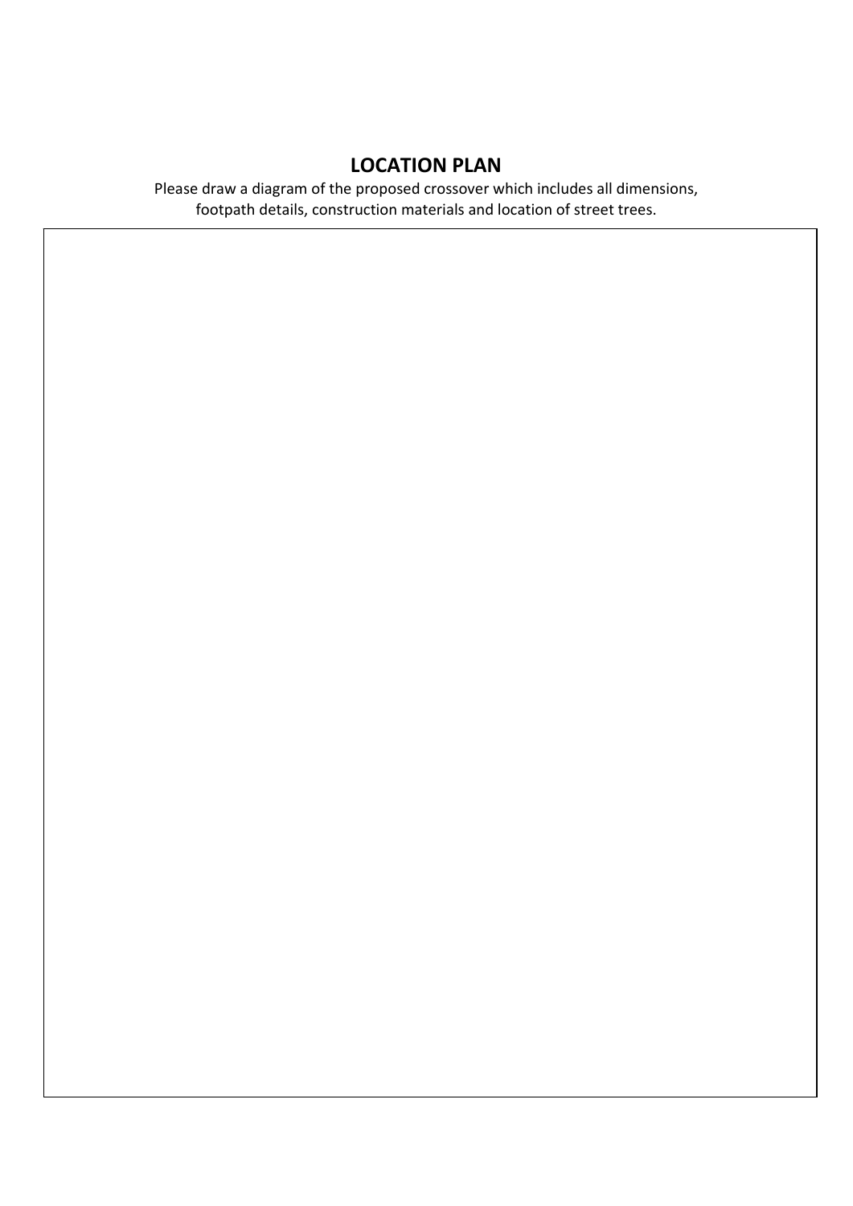## LOCATION PLAN

Please draw a diagram of the proposed crossover which includes all dimensions, footpath details, construction materials and location of street trees.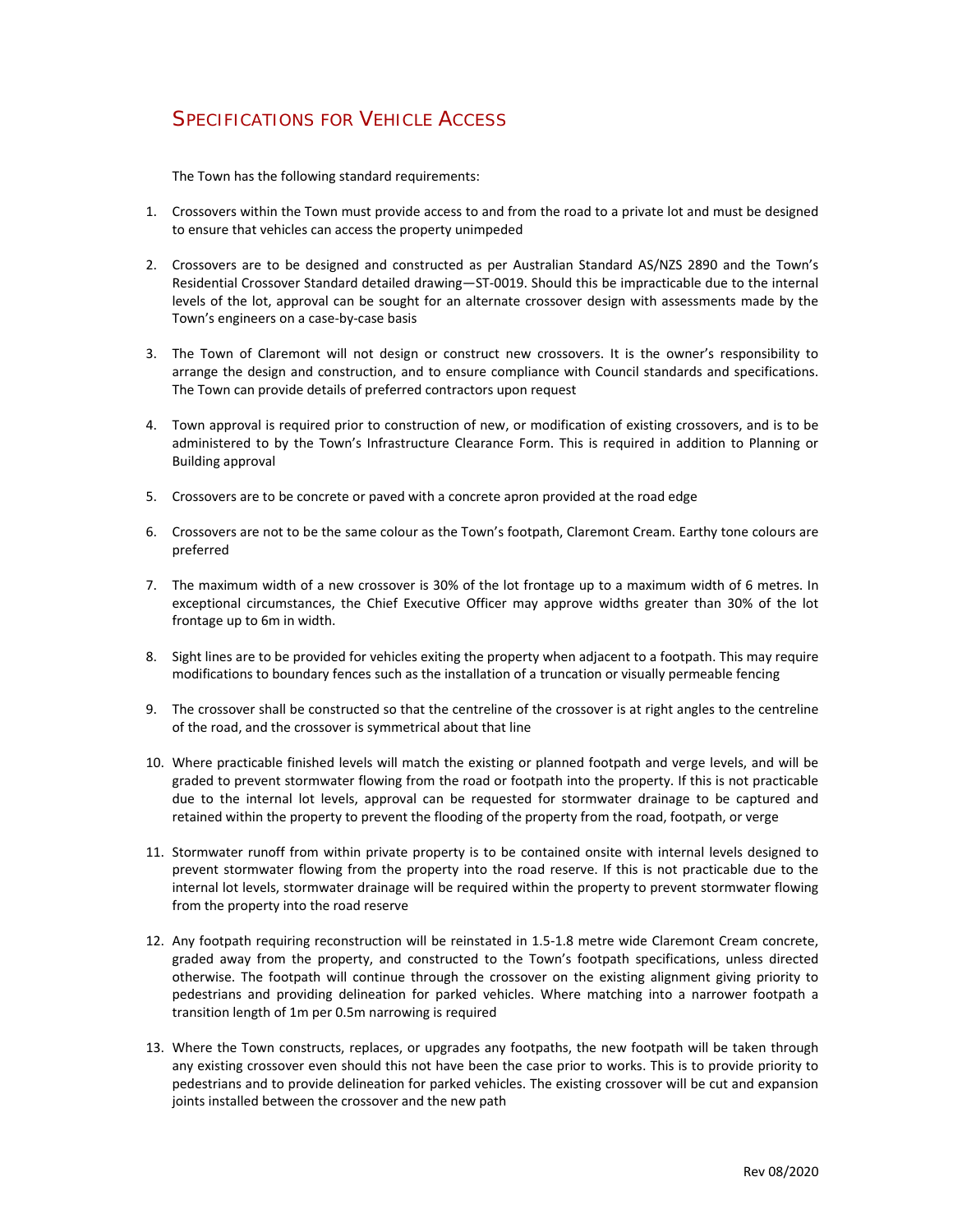# Specifications for Vehicle Access

The Town has the following standard requirements:

1. Crossovers within the Town must provide access to and from the road to a private lot and must be designed to ensure that vehicles can access the property unimpeded

2. Crossovers are to be designed and constructed as per Australian Standard AS/NZS 2890 and the Town's Residential Crossover Standard detailed drawing—ST-0019. Should this be impracticable due to the internal levels of the lot, approval can be sought for an alternate crossover design with assessments made by the Town's engineers on a case-by-case basis

3. The Town of Claremont will not design or construct new crossovers. It is the owner's responsibility to arrange the design and construction, and to ensure compliance with Council standards and specifications. The Town can provide details of preferred contractors upon request

4. Town approval is required prior to construction of new, or modification of existing crossovers, and is to be administered to by the Town's Infrastructure Clearance Form. This is required in addition to Planning or Building approval

5. Crossovers are to be concrete or paved with a concrete apron provided at the road edge

6. Crossovers are not to be the same colour as the Town's footpath, Claremont Cream. Earthy tone colours are preferred

7. The maximum width of a new crossover is 30% of the lot frontage up to a maximum width of 6 metres. In exceptional circumstances, the Chief Executive Officer may approve widths greater than 30% of the lot frontage up to 6m in width.

8. Sight lines are to be provided for vehicles exiting the property when adjacent to a footpath. This may require modifications to boundary fences such as the installation of a truncation or visually permeable fencing

9. The crossover shall be constructed so that the centreline of the crossover is at right angles to the centreline of the road, and the crossover is symmetrical about that line

10. Where practicable finished levels will match the existing or planned footpath and verge levels, and will be graded to prevent stormwater flowing from the road or footpath into the property. If this is not practicable due to the internal lot levels, approval can be requested for stormwater drainage to be captured and retained within the property to prevent the flooding of the property from the road, footpath, or verge

11. Stormwater runoff from within private property is to be contained onsite with internal levels designed to prevent stormwater flowing from the property into the road reserve. If this is not practicable due to the internal lot levels, stormwater drainage will be required within the property to prevent stormwater flowing from the property into the road reserve

12. Any footpath requiring reconstruction will be reinstated in 1.5-1.8 metre wide Claremont Cream concrete, graded away from the property, and constructed to the Town's footpath specifications, unless directed otherwise. The footpath will continue through the crossover on the existing alignment giving priority to pedestrians and providing delineation for parked vehicles. Where matching into a narrower footpath a transition length of 1m per 0.5m narrowing is required

13. Where the Town constructs, replaces, or upgrades any footpaths, the new footpath will be taken through any existing crossover even should this not have been the case prior to works. This is to provide priority to pedestrians and to provide delineation for parked vehicles. The existing crossover will be cut and expansion joints installed between the crossover and the new path

Rev 08/2020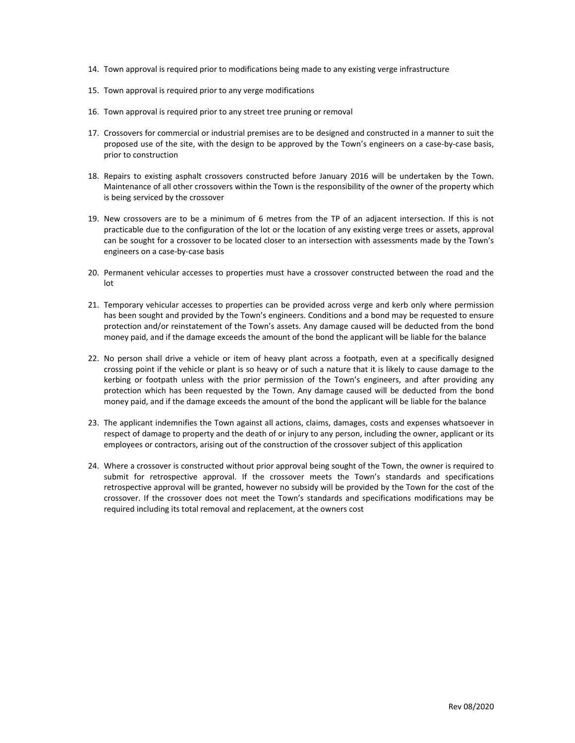14. Town approval is required prior to modifications being made to any existing verge infrastructure

15. Town approval is required prior to any verge modifications

16. Town approval is required prior to any street tree pruning or removal

17. Crossovers for commercial or industrial premises are to be designed and constructed in a manner to suit the proposed use of the site, with the design to be approved by the Town's engineers on a case-by-case basis, prior to construction

18. Repairs to existing asphalt crossovers constructed before January 2016 will be undertaken by the Town. Maintenance of all other crossovers within the Town is the responsibility of the owner of the property which is being serviced by the crossover

19. New crossovers are to be a minimum of 6 metres from the TP of an adjacent intersection. If this is not practicable due to the configuration of the lot or the location of any existing verge trees or assets, approval can be sought for a crossover to be located closer to an intersection with assessments made by the Town's engineers on a case-by-case basis

20. Permanent vehicular accesses to properties must have a crossover constructed between the road and the lot

21. Temporary vehicular accesses to properties can be provided across verge and kerb only where permission has been sought and provided by the Town's engineers. Conditions and a bond may be requested to ensure protection and/or reinstatement of the Town's assets. Any damage caused will be deducted from the bond money paid, and if the damage exceeds the amount of the bond the applicant will be liable for the balance

22. No person shall drive a vehicle or item of heavy plant across a footpath, even at a specifically designed crossing point if the vehicle or plant is so heavy or of such a nature that it is likely to cause damage to the kerbing or footpath unless with the prior permission of the Town's engineers, and after providing any protection which has been requested by the Town. Any damage caused will be deducted from the bond money paid, and if the damage exceeds the amount of the bond the applicant will be liable for the balance

23. The applicant indemnifies the Town against all actions, claims, damages, costs and expenses whatsoever in respect of damage to property and the death of or injury to any person, including the owner, applicant or its employees or contractors, arising out of the construction of the crossover subject of this application

24. Where a crossover is constructed without prior approval being sought of the Town, the owner is required to submit for retrospective approval. If the crossover meets the Town's standards and specifications retrospective approval will be granted, however no subsidy will be provided by the Town for the cost of the crossover. If the crossover does not meet the Town's standards and specifications modifications may be required including its total removal and replacement, at the owners cost

Rev 08/2020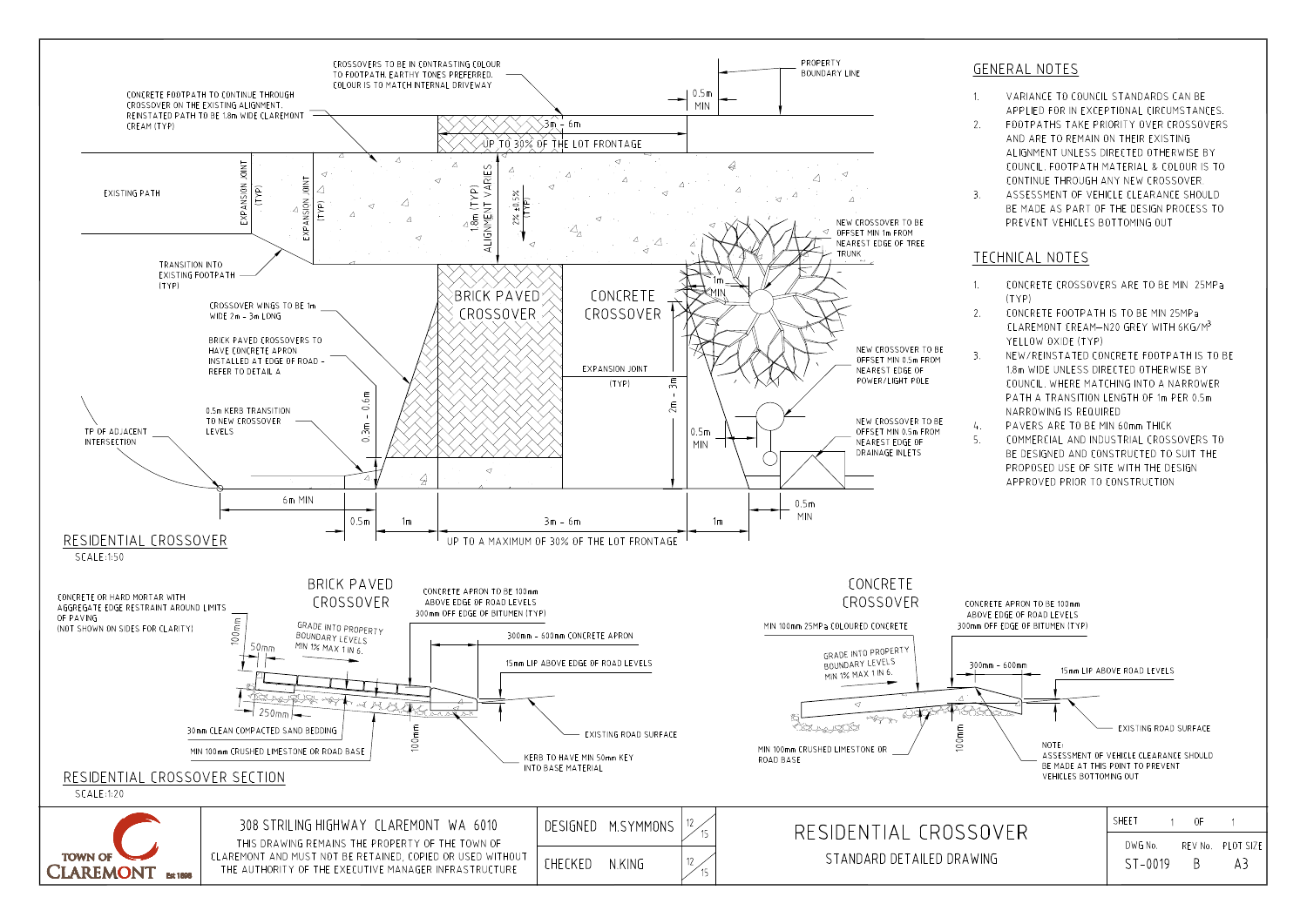## GENERAL NOTES

1. VARIANCE TO COUNCIL STANDARDS CAN BE APPLIED FOR IN EXCEPTIONAL CIRCUMSTANCES.
2. FOOTPATHS TAKE PRIORITY OVER CROSSOVERS AND ARE TO REMAIN ON THEIR EXISTING ALIGNMENT UNLESS DIRECTED OTHERWISE BY COUNCIL. FOOTPATH MATERIAL & COLOUR IS TO CONTINUE THROUGH ANY NEW CROSSOVER
3. ASSESSMENT OF VEHICLE CLEARANCE SHOULD BE MADE AS PART OF THE DESIGN PROCESS TO PREVENT VEHICLES BOTTOMING OUT

## TECHNICAL NOTES

1. CONCRETE CROSSOVERS ARE TO BE MIN 25MPa (TYP)
2. CONCRETE FOOTPATH IS TO BE MIN 25MPa CLAREMONT CREAM–N20 GREY WITH 6KG/M$^3$ YELLOW OXIDE (TYP)
3. NEW/REINSTATED CONCRETE FOOTPATH IS TO BE 1.8m WIDE UNLESS DIRECTED OTHERWISE BY COUNCIL. WHERE MATCHING INTO A NARROWER PATH A TRANSITION LENGTH OF 1m PER 0.5m NARROWING IS REQUIRED
4. PAVERS ARE TO BE MIN 60mm THICK
5. COMMERCIAL AND INDUSTRIAL CROSSOVERS TO BE DESIGNED AND CONSTRUCTED TO SUIT THE PROPOSED USE OF SITE WITH THE DESIGN APPROVED PRIOR TO CONSTRUCTION

## RESIDENTIAL CROSSOVER

SCALE:1:50

CROSSOVERS TO BE IN CONTRASTING COLOUR TO FOOTPATH. EARTHY TONES PREFERRED. COLOUR IS TO MATCH INTERNAL DRIVEWAY

PROPERTY BOUNDARY LINE

0.5m MIN

3m – 6m

UP TO 30% OF THE LOT FRONTAGE

CONCRETE FOOTPATH TO CONTINUE THROUGH CROSSOVER ON THE EXISTING ALIGNMENT. REINSTATED PATH TO BE 1.8m WIDE CLAREMONT CREAM (TYP)

EXISTING PATH

EXPANSION JOINT (TYP)

EXPANSION JOINT (TYP)

1.8m (TYP) ALIGNMENT VARIES

2% ±0.5% (TYP)

TRANSITION INTO EXISTING FOOTPATH (TYP)

NEW CROSSOVER TO BE OFFSET MIN 1m FROM NEAREST EDGE OF TREE TRUNK

1m MIN

BRICK PAVED CROSSOVER

CONCRETE CROSSOVER

CROSSOVER WINGS TO BE 1m WIDE 2m – 3m LONG

BRICK PAVED CROSSOVERS TO HAVE CONCRETE APRON INSTALLED AT EDGE OF ROAD – REFER TO DETAIL A

EXPANSION JOINT (TYP)

2m – 3m

NEW CROSSOVER TO BE OFFSET MIN 0.5m FROM NEAREST EDGE OF POWER/LIGHT POLE

0.5m KERB TRANSITION TO NEW CROSSOVER LEVELS

0.3m – 0.6m

0.5m MIN

NEW CROSSOVER TO BE OFFSET MIN 0.5m FROM NEAREST EDGE OF DRAINAGE INLETS

TP OF ADJACENT INTERSECTION

6m MIN

0.5m

1m

3m – 6m

1m

0.5m MIN

UP TO A MAXIMUM OF 30% OF THE LOT FRONTAGE

## RESIDENTIAL CROSSOVER SECTION

SCALE:1:20

### BRICK PAVED CROSSOVER

CONCRETE OR HARD MORTAR WITH AGGREGATE EDGE RESTRAINT AROUND LIMITS OF PAVING (NOT SHOWN ON SIDES FOR CLARITY)

100mm

50mm

250mm

GRADE INTO PROPERTY BOUNDARY LEVELS MIN 1% MAX 1 IN 6.

CONCRETE APRON TO BE 100mm ABOVE EDGE OF ROAD LEVELS 300mm OFF EDGE OF BITUMEN (TYP)

300mm – 600mm CONCRETE APRON

15mm LIP ABOVE EDGE OF ROAD LEVELS

30mm CLEAN COMPACTED SAND BEDDING

MIN 100mm CRUSHED LIMESTONE OR ROAD BASE

100mm

EXISTING ROAD SURFACE

KERB TO HAVE MIN 50mm KEY INTO BASE MATERIAL

### CONCRETE CROSSOVER

MIN 100mm 25MPa COLOURED CONCRETE

GRADE INTO PROPERTY BOUNDARY LEVELS MIN 1% MAX 1 IN 6.

CONCRETE APRON TO BE 100mm ABOVE EDGE OF ROAD LEVELS 300mm OFF EDGE OF BITUMEN (TYP)

300mm – 600mm

15mm LIP ABOVE ROAD LEVELS

EXISTING ROAD SURFACE

MIN 100mm CRUSHED LIMESTONE OR ROAD BASE

100mm

NOTE:
ASSESSMENT OF VEHICLE CLEARANCE SHOULD BE MADE AT THIS POINT TO PREVENT VEHICLES BOTTOMING OUT

---

TOWN OF CLAREMONT Est 1898

308 STRILING HIGHWAY CLAREMONT WA 6010

THIS DRAWING REMAINS THE PROPERTY OF THE TOWN OF CLAREMONT AND MUST NOT BE RETAINED, COPIED OR USED WITHOUT THE AUTHORITY OF THE EXECUTIVE MANAGER INFRASTRUCTURE

| | | |
|---|---|---|
| DESIGNED | M.SYMMONS | 12/15 |
| CHECKED | N.KING | 12/15 |

# RESIDENTIAL CROSSOVER

STANDARD DETAILED DRAWING

| SHEET 1 OF 1 | | |
|---|---|---|
| DWG No. | REV No. | PLOT SIZE |
| ST-0019 | B | A3 |